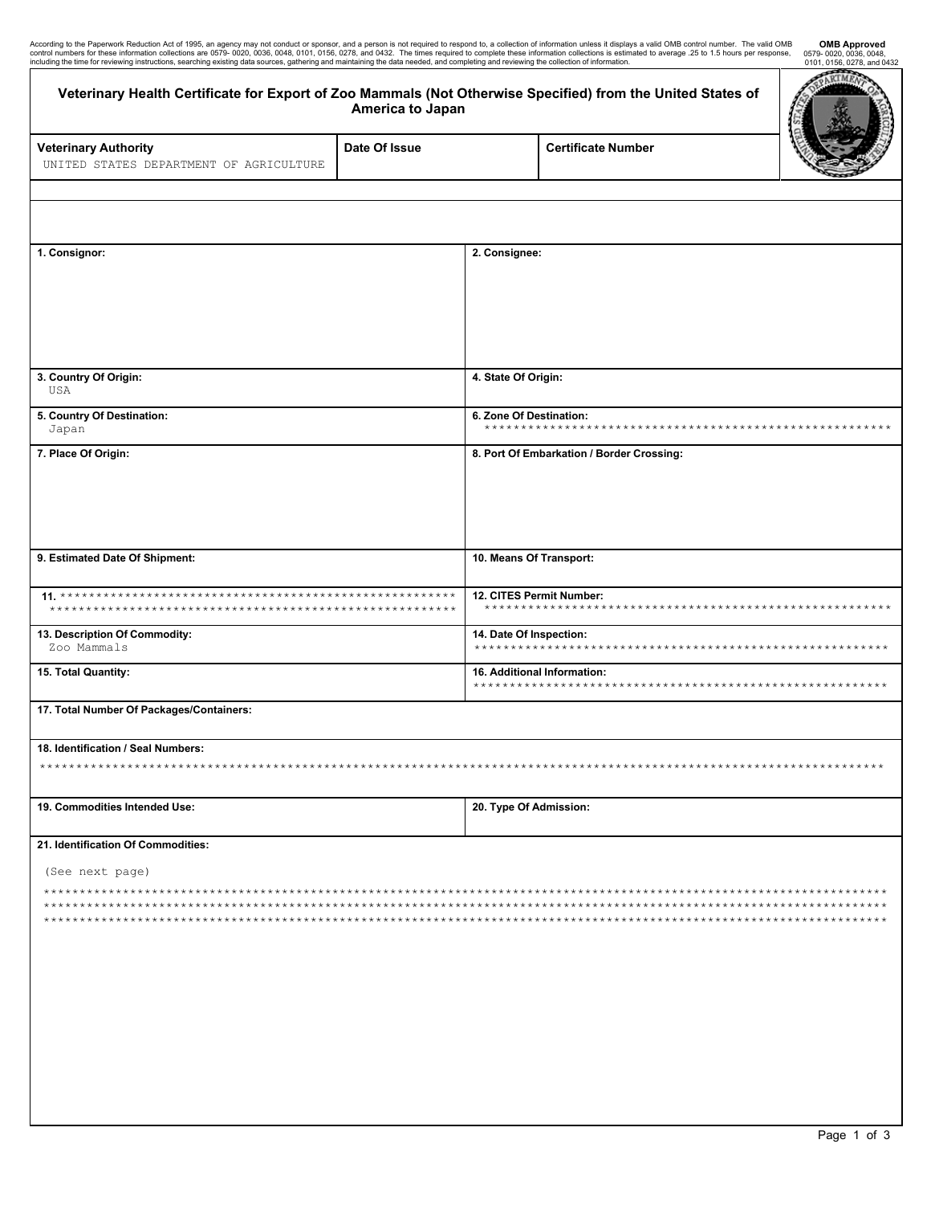According to the Paperwork Reduction Act of 1995, an agency may not conduct or sponsor, and a person is not required to respond to, a collection of information unless it displays a valid OMB control number. The valid OMB control numbers for these information collections are 0579- 0020, 0036, 0048, 0101, 0156, 0278, and 0432. The times required to complete these information collections is estimated to average .25 to 1.5 hours per response, including the time for reviewing instructions, searching existing data sources, gathering and maintaining the data needed, and completing and reviewing the collection of information.

**OMB Approved**
0579- 0020, 0036, 0048, 0101, 0156, 0278, and 0432

# Veterinary Health Certificate for Export of Zoo Mammals (Not Otherwise Specified) from the United States of America to Japan

| Veterinary Authority | Date Of Issue | Certificate Number |
|---|---|---|
| UNITED STATES DEPARTMENT OF AGRICULTURE | | |

| | |
|---|---|
| **1. Consignor:** | **2. Consignee:** |
| **3. Country Of Origin:** USA | **4. State Of Origin:** |
| **5. Country Of Destination:** Japan | **6. Zone Of Destination:** ******************************************************** |
| **7. Place Of Origin:** | **8. Port Of Embarkation / Border Crossing:** |
| **9. Estimated Date Of Shipment:** | **10. Means Of Transport:** |
| **11.** ******************************************************** ******************************************************** | **12. CITES Permit Number:** ******************************************************** |
| **13. Description Of Commodity:** Zoo Mammals | **14. Date Of Inspection:** ******************************************************** |
| **15. Total Quantity:** | **16. Additional Information:** ******************************************************** |

**17. Total Number Of Packages/Containers:**

**18. Identification / Seal Numbers:**

********************************************************************************************************************

| | |
|---|---|
| **19. Commodities Intended Use:** | **20. Type Of Admission:** |

**21. Identification Of Commodities:**

(See next page)

********************************************************************************************************************
********************************************************************************************************************
********************************************************************************************************************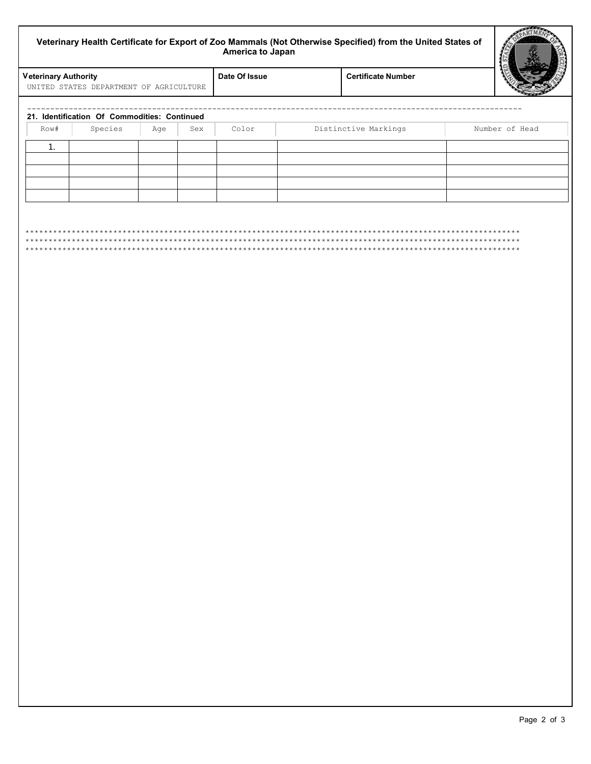**Veterinary Health Certificate for Export of Zoo Mammals (Not Otherwise Specified) from the United States of America to Japan**

| Veterinary Authority | Date Of Issue | Certificate Number |
|---|---|---|
| UNITED STATES DEPARTMENT OF AGRICULTURE | | |

---

**21. Identification Of Commodities: Continued**

| Row# | Species | Age | Sex | Color | Distinctive Markings | Number of Head |
|---|---|---|---|---|---|---|
| 1. | | | | | | |
| | | | | | | |
| | | | | | | |
| | | | | | | |
| | | | | | | |

*****************************************************************************************************************
*****************************************************************************************************************
*****************************************************************************************************************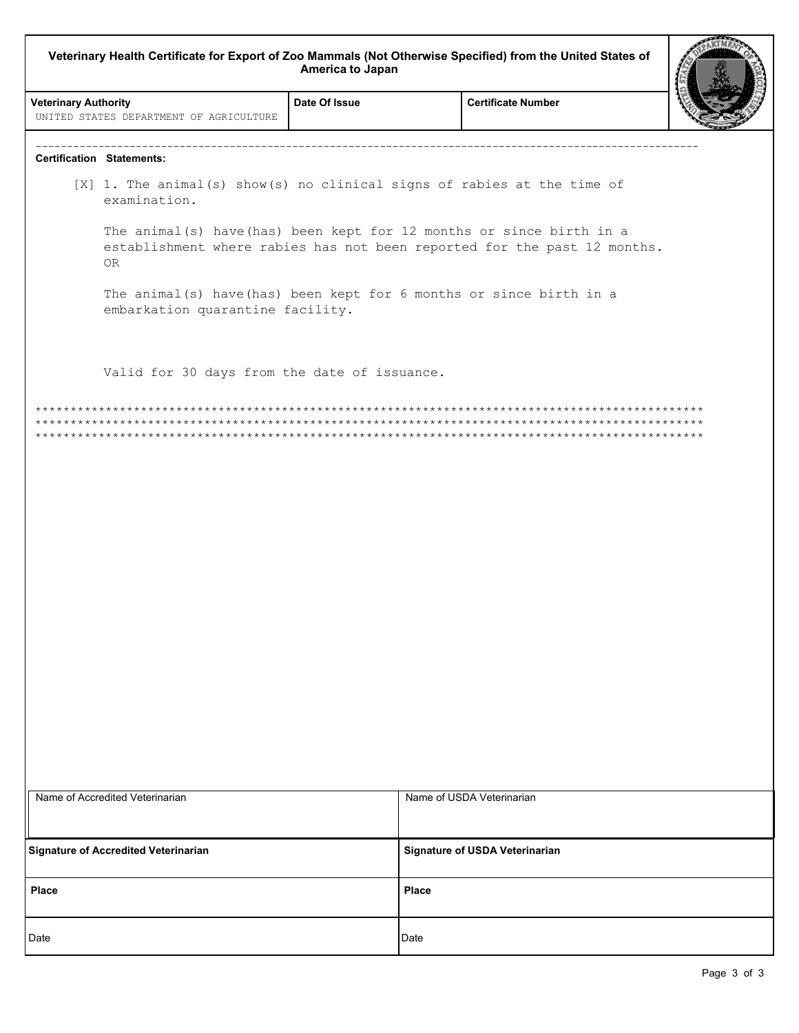# Veterinary Health Certificate for Export of Zoo Mammals (Not Otherwise Specified) from the United States of America to Japan

| Veterinary Authority | Date Of Issue | Certificate Number |
| --- | --- | --- |
| UNITED STATES DEPARTMENT OF AGRICULTURE | | |

---

**Certification Statements:**

[X] 1. The animal(s) show(s) no clinical signs of rabies at the time of examination.

The animal(s) have(has) been kept for 12 months or since birth in a establishment where rabies has not been reported for the past 12 months.
OR

The animal(s) have(has) been kept for 6 months or since birth in a embarkation quarantine facility.

Valid for 30 days from the date of issuance.

***********************************************************************************************************
***********************************************************************************************************
***********************************************************************************************************

| | |
| --- | --- |
| Name of Accredited Veterinarian | Name of USDA Veterinarian |
| **Signature of Accredited Veterinarian** | **Signature of USDA Veterinarian** |
| **Place** | **Place** |
| Date | Date |